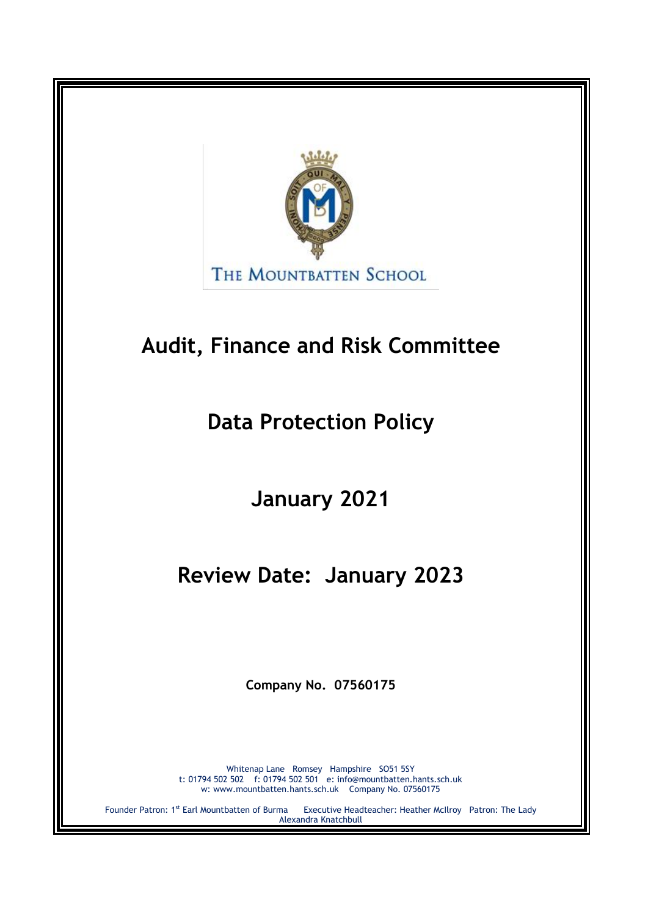THE MOUNTBATTEN SCHOOL

# Audit, Finance and Risk Committee

# Data Protection Policy

# January 2021

# Review Date: January 2023

**Company No. 07560175**

Whitenap Lane Romsey Hampshire SO51 5SY
t: 01794 502 502 f: 01794 502 501 e: info@mountbatten.hants.sch.uk
w: www.mountbatten.hants.sch.uk Company No. 07560175

Founder Patron: 1st Earl Mountbatten of Burma Executive Headteacher: Heather McIlroy Patron: The Lady Alexandra Knatchbull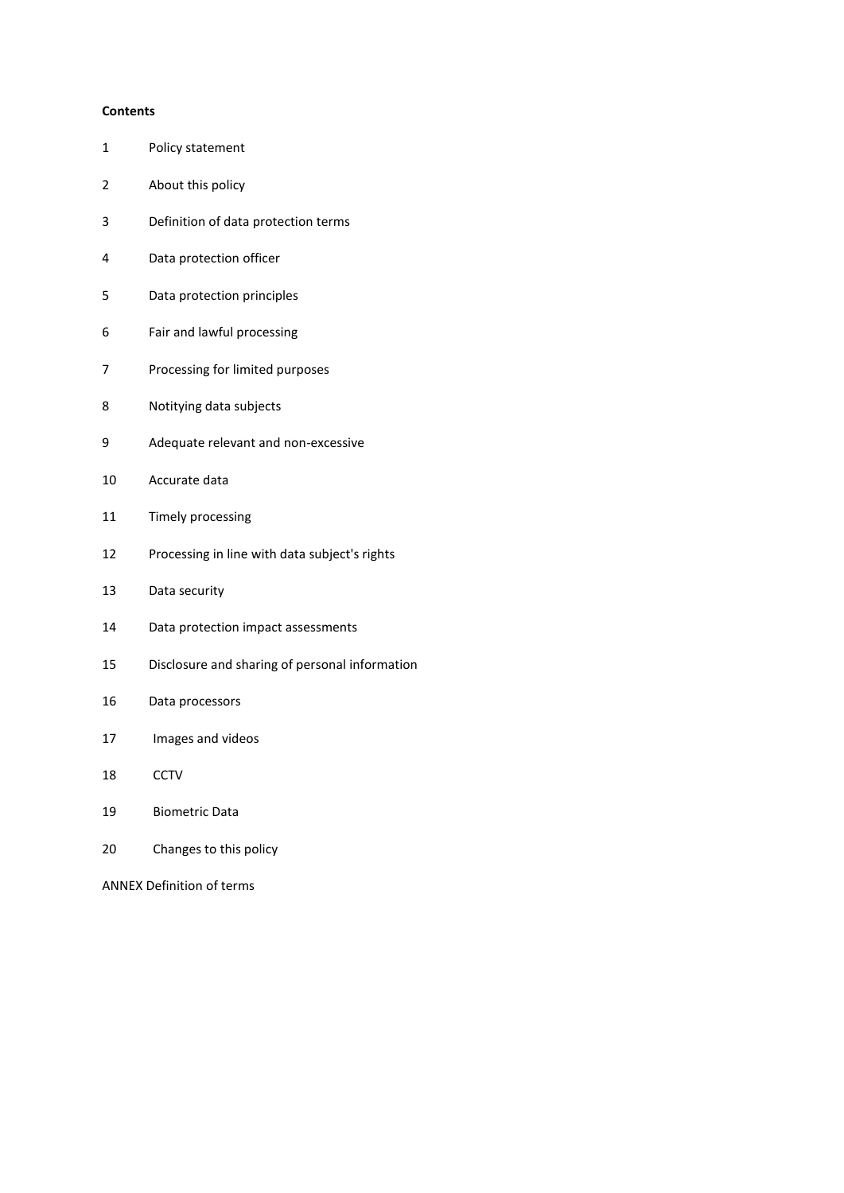**Contents**

1 Policy statement

2 About this policy

3 Definition of data protection terms

4 Data protection officer

5 Data protection principles

6 Fair and lawful processing

7 Processing for limited purposes

8 Notitying data subjects

9 Adequate relevant and non-excessive

10 Accurate data

11 Timely processing

12 Processing in line with data subject's rights

13 Data security

14 Data protection impact assessments

15 Disclosure and sharing of personal information

16 Data processors

17 Images and videos

18 CCTV

19 Biometric Data

20 Changes to this policy

ANNEX Definition of terms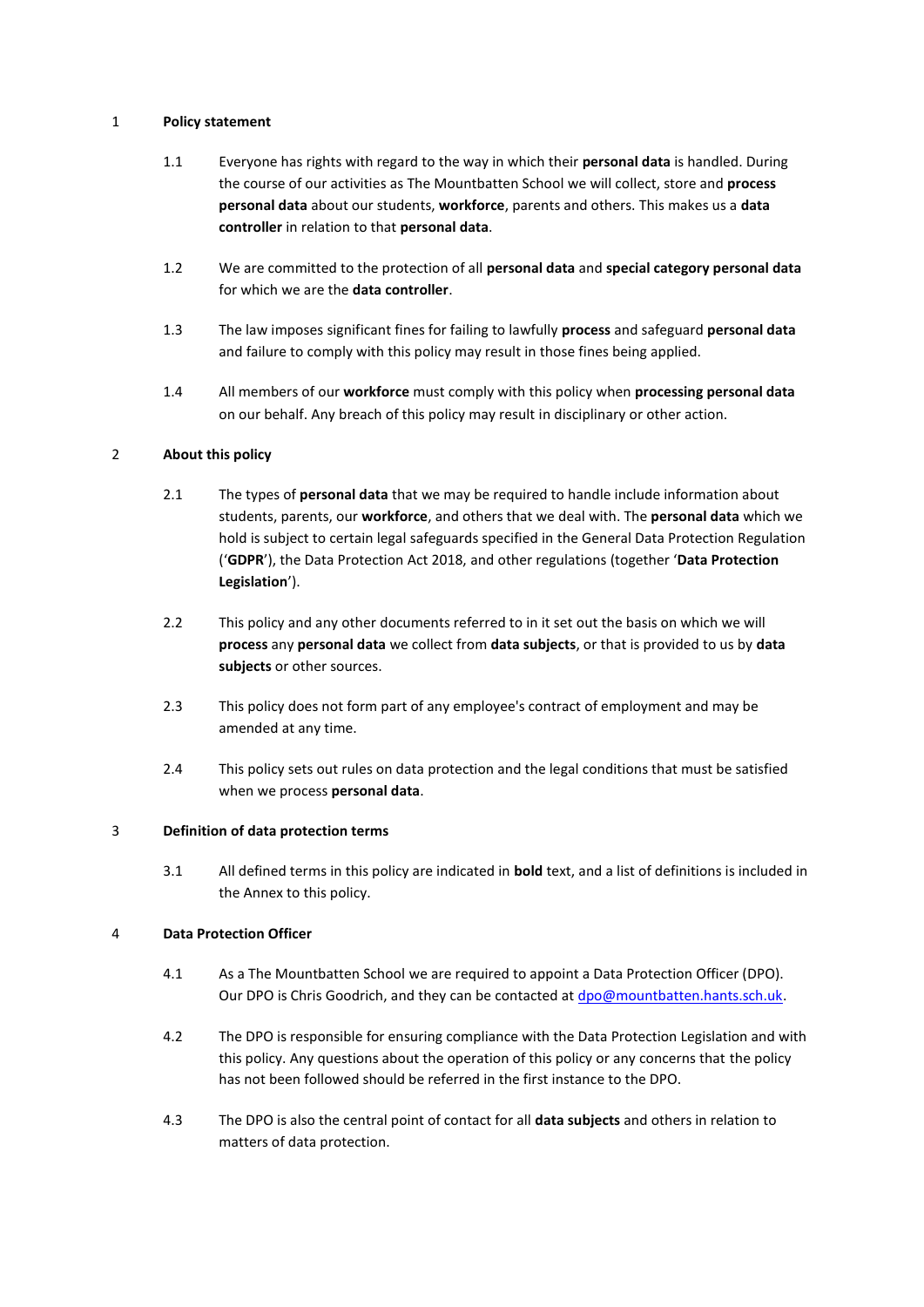## 1 Policy statement

1.1 Everyone has rights with regard to the way in which their **personal data** is handled. During the course of our activities as The Mountbatten School we will collect, store and **process personal data** about our students, **workforce**, parents and others. This makes us a **data controller** in relation to that **personal data**.

1.2 We are committed to the protection of all **personal data** and **special category personal data** for which we are the **data controller**.

1.3 The law imposes significant fines for failing to lawfully **process** and safeguard **personal data** and failure to comply with this policy may result in those fines being applied.

1.4 All members of our **workforce** must comply with this policy when **processing personal data** on our behalf. Any breach of this policy may result in disciplinary or other action.

## 2 About this policy

2.1 The types of **personal data** that we may be required to handle include information about students, parents, our **workforce**, and others that we deal with. The **personal data** which we hold is subject to certain legal safeguards specified in the General Data Protection Regulation ('**GDPR**'), the Data Protection Act 2018, and other regulations (together '**Data Protection Legislation**').

2.2 This policy and any other documents referred to in it set out the basis on which we will **process** any **personal data** we collect from **data subjects**, or that is provided to us by **data subjects** or other sources.

2.3 This policy does not form part of any employee's contract of employment and may be amended at any time.

2.4 This policy sets out rules on data protection and the legal conditions that must be satisfied when we process **personal data**.

## 3 Definition of data protection terms

3.1 All defined terms in this policy are indicated in **bold** text, and a list of definitions is included in the Annex to this policy.

## 4 Data Protection Officer

4.1 As a The Mountbatten School we are required to appoint a Data Protection Officer (DPO). Our DPO is Chris Goodrich, and they can be contacted at [dpo@mountbatten.hants.sch.uk](mailto:dpo@mountbatten.hants.sch.uk).

4.2 The DPO is responsible for ensuring compliance with the Data Protection Legislation and with this policy. Any questions about the operation of this policy or any concerns that the policy has not been followed should be referred in the first instance to the DPO.

4.3 The DPO is also the central point of contact for all **data subjects** and others in relation to matters of data protection.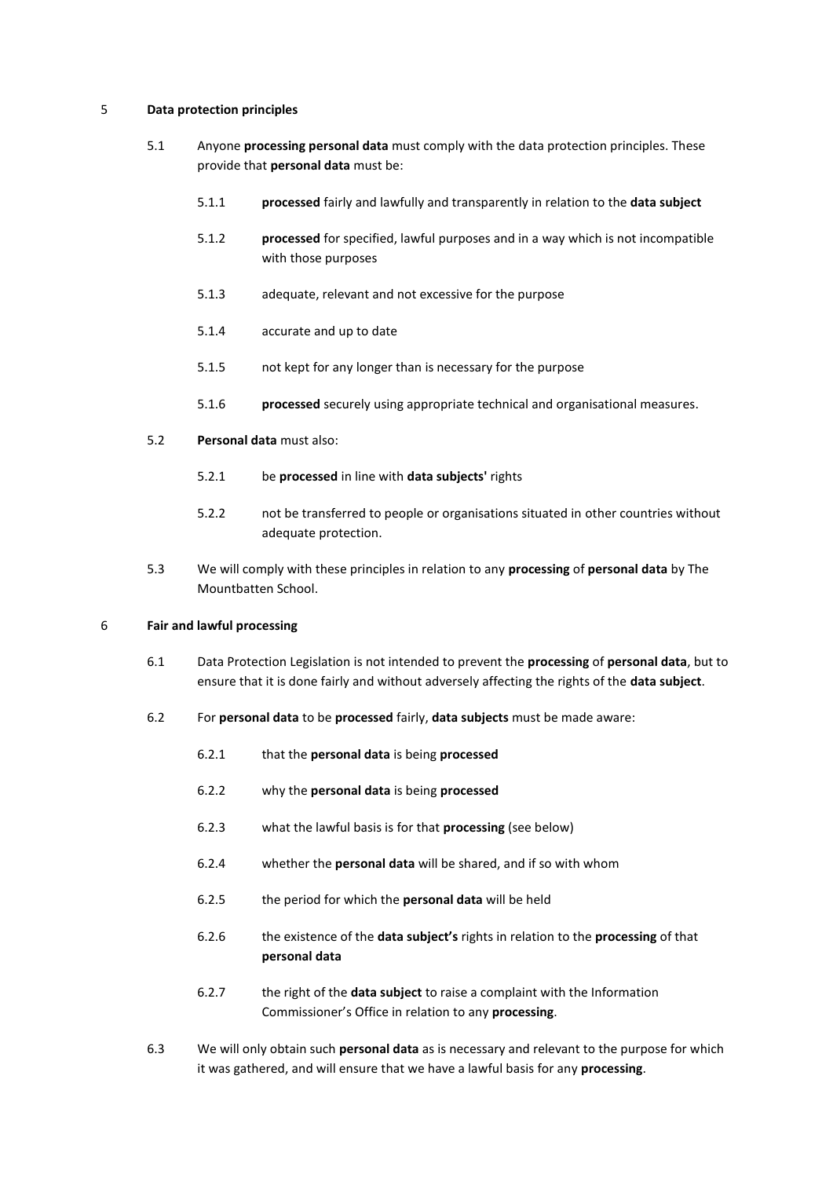## 5 Data protection principles

5.1 Anyone **processing personal data** must comply with the data protection principles. These provide that **personal data** must be:

5.1.1 **processed** fairly and lawfully and transparently in relation to the **data subject**

5.1.2 **processed** for specified, lawful purposes and in a way which is not incompatible with those purposes

5.1.3 adequate, relevant and not excessive for the purpose

5.1.4 accurate and up to date

5.1.5 not kept for any longer than is necessary for the purpose

5.1.6 **processed** securely using appropriate technical and organisational measures.

5.2 **Personal data** must also:

5.2.1 be **processed** in line with **data subjects'** rights

5.2.2 not be transferred to people or organisations situated in other countries without adequate protection.

5.3 We will comply with these principles in relation to any **processing** of **personal data** by The Mountbatten School.

## 6 Fair and lawful processing

6.1 Data Protection Legislation is not intended to prevent the **processing** of **personal data**, but to ensure that it is done fairly and without adversely affecting the rights of the **data subject**.

6.2 For **personal data** to be **processed** fairly, **data subjects** must be made aware:

6.2.1 that the **personal data** is being **processed**

6.2.2 why the **personal data** is being **processed**

6.2.3 what the lawful basis is for that **processing** (see below)

6.2.4 whether the **personal data** will be shared, and if so with whom

6.2.5 the period for which the **personal data** will be held

6.2.6 the existence of the **data subject's** rights in relation to the **processing** of that **personal data**

6.2.7 the right of the **data subject** to raise a complaint with the Information Commissioner's Office in relation to any **processing**.

6.3 We will only obtain such **personal data** as is necessary and relevant to the purpose for which it was gathered, and will ensure that we have a lawful basis for any **processing**.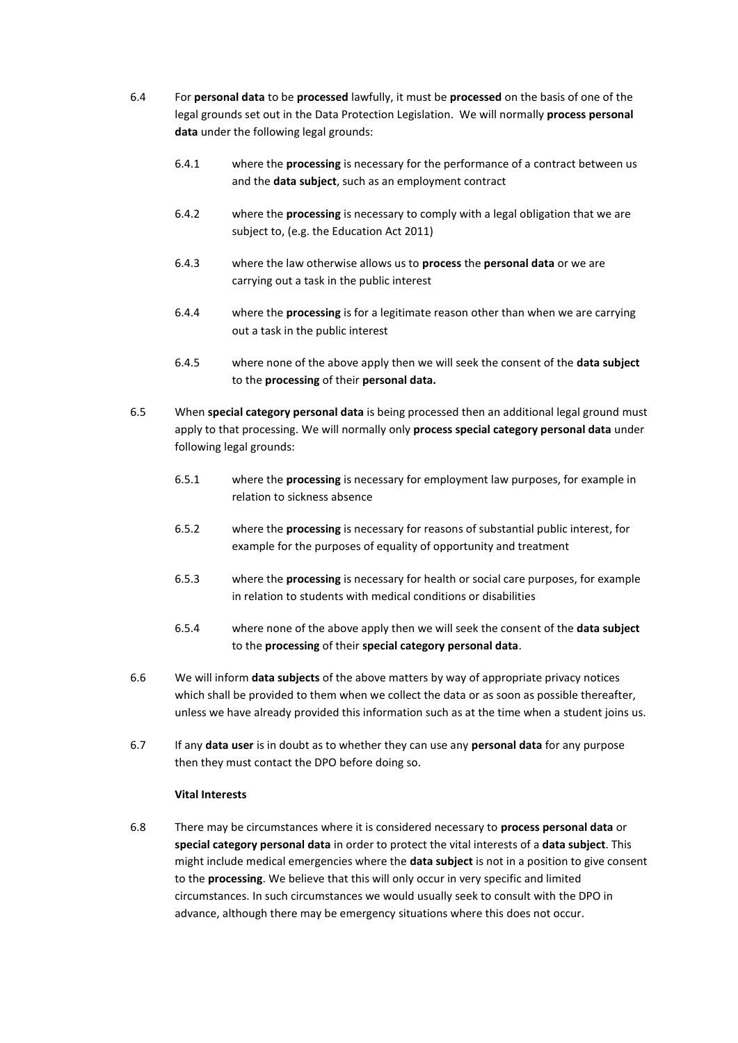6.4 For **personal data** to be **processed** lawfully, it must be **processed** on the basis of one of the legal grounds set out in the Data Protection Legislation. We will normally **process personal data** under the following legal grounds:

6.4.1 where the **processing** is necessary for the performance of a contract between us and the **data subject**, such as an employment contract

6.4.2 where the **processing** is necessary to comply with a legal obligation that we are subject to, (e.g. the Education Act 2011)

6.4.3 where the law otherwise allows us to **process** the **personal data** or we are carrying out a task in the public interest

6.4.4 where the **processing** is for a legitimate reason other than when we are carrying out a task in the public interest

6.4.5 where none of the above apply then we will seek the consent of the **data subject** to the **processing** of their **personal data.**

6.5 When **special category personal data** is being processed then an additional legal ground must apply to that processing. We will normally only **process special category personal data** under following legal grounds:

6.5.1 where the **processing** is necessary for employment law purposes, for example in relation to sickness absence

6.5.2 where the **processing** is necessary for reasons of substantial public interest, for example for the purposes of equality of opportunity and treatment

6.5.3 where the **processing** is necessary for health or social care purposes, for example in relation to students with medical conditions or disabilities

6.5.4 where none of the above apply then we will seek the consent of the **data subject** to the **processing** of their **special category personal data**.

6.6 We will inform **data subjects** of the above matters by way of appropriate privacy notices which shall be provided to them when we collect the data or as soon as possible thereafter, unless we have already provided this information such as at the time when a student joins us.

6.7 If any **data user** is in doubt as to whether they can use any **personal data** for any purpose then they must contact the DPO before doing so.

**Vital Interests**

6.8 There may be circumstances where it is considered necessary to **process personal data** or **special category personal data** in order to protect the vital interests of a **data subject**. This might include medical emergencies where the **data subject** is not in a position to give consent to the **processing**. We believe that this will only occur in very specific and limited circumstances. In such circumstances we would usually seek to consult with the DPO in advance, although there may be emergency situations where this does not occur.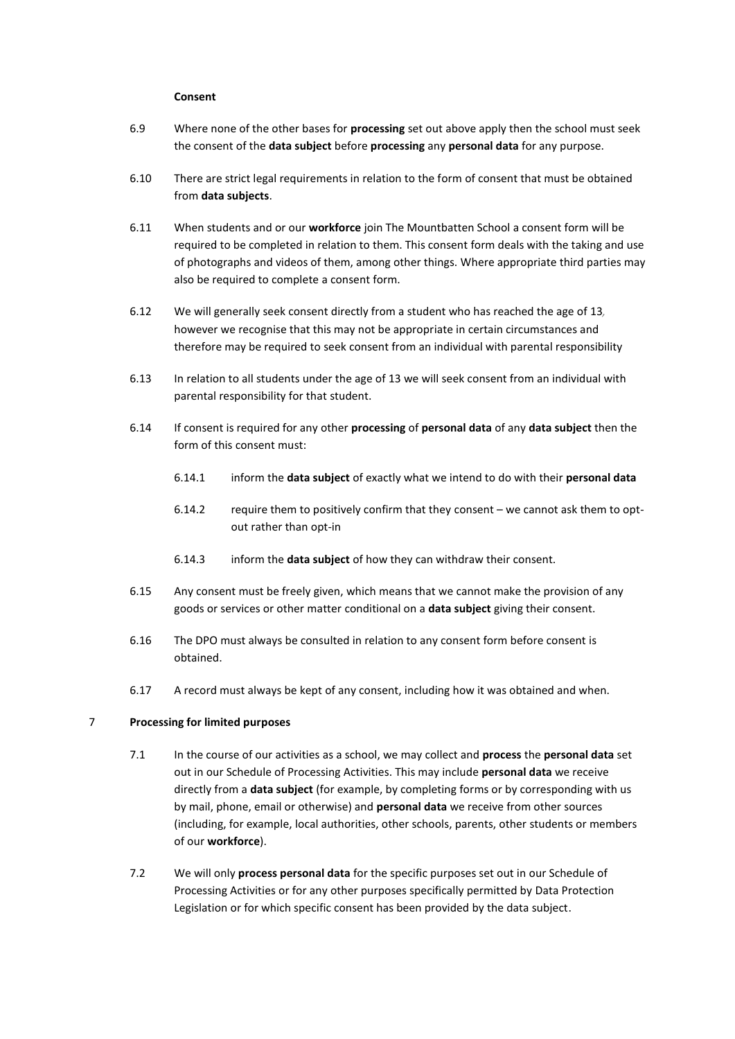**Consent**

6.9 Where none of the other bases for **processing** set out above apply then the school must seek the consent of the **data subject** before **processing** any **personal data** for any purpose.

6.10 There are strict legal requirements in relation to the form of consent that must be obtained from **data subjects**.

6.11 When students and or our **workforce** join The Mountbatten School a consent form will be required to be completed in relation to them. This consent form deals with the taking and use of photographs and videos of them, among other things. Where appropriate third parties may also be required to complete a consent form.

6.12 We will generally seek consent directly from a student who has reached the age of 13, however we recognise that this may not be appropriate in certain circumstances and therefore may be required to seek consent from an individual with parental responsibility

6.13 In relation to all students under the age of 13 we will seek consent from an individual with parental responsibility for that student.

6.14 If consent is required for any other **processing** of **personal data** of any **data subject** then the form of this consent must:

6.14.1 inform the **data subject** of exactly what we intend to do with their **personal data**

6.14.2 require them to positively confirm that they consent – we cannot ask them to opt-out rather than opt-in

6.14.3 inform the **data subject** of how they can withdraw their consent.

6.15 Any consent must be freely given, which means that we cannot make the provision of any goods or services or other matter conditional on a **data subject** giving their consent.

6.16 The DPO must always be consulted in relation to any consent form before consent is obtained.

6.17 A record must always be kept of any consent, including how it was obtained and when.

## 7 Processing for limited purposes

7.1 In the course of our activities as a school, we may collect and **process** the **personal data** set out in our Schedule of Processing Activities. This may include **personal data** we receive directly from a **data subject** (for example, by completing forms or by corresponding with us by mail, phone, email or otherwise) and **personal data** we receive from other sources (including, for example, local authorities, other schools, parents, other students or members of our **workforce**).

7.2 We will only **process personal data** for the specific purposes set out in our Schedule of Processing Activities or for any other purposes specifically permitted by Data Protection Legislation or for which specific consent has been provided by the data subject.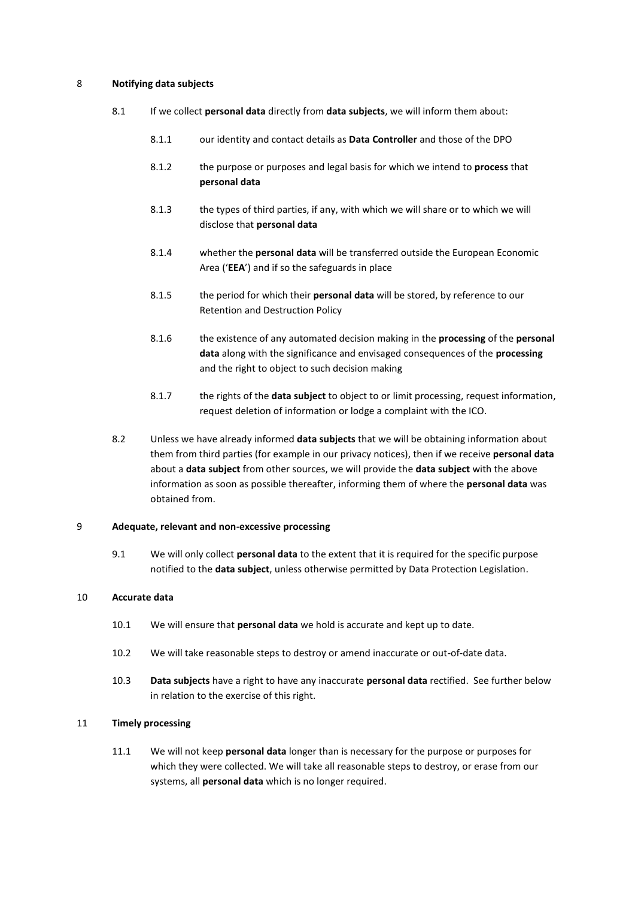## 8 Notifying data subjects

8.1 If we collect **personal data** directly from **data subjects**, we will inform them about:

8.1.1 our identity and contact details as **Data Controller** and those of the DPO

8.1.2 the purpose or purposes and legal basis for which we intend to **process** that **personal data**

8.1.3 the types of third parties, if any, with which we will share or to which we will disclose that **personal data**

8.1.4 whether the **personal data** will be transferred outside the European Economic Area ('**EEA**') and if so the safeguards in place

8.1.5 the period for which their **personal data** will be stored, by reference to our Retention and Destruction Policy

8.1.6 the existence of any automated decision making in the **processing** of the **personal data** along with the significance and envisaged consequences of the **processing** and the right to object to such decision making

8.1.7 the rights of the **data subject** to object to or limit processing, request information, request deletion of information or lodge a complaint with the ICO.

8.2 Unless we have already informed **data subjects** that we will be obtaining information about them from third parties (for example in our privacy notices), then if we receive **personal data** about a **data subject** from other sources, we will provide the **data subject** with the above information as soon as possible thereafter, informing them of where the **personal data** was obtained from.

## 9 Adequate, relevant and non-excessive processing

9.1 We will only collect **personal data** to the extent that it is required for the specific purpose notified to the **data subject**, unless otherwise permitted by Data Protection Legislation.

## 10 Accurate data

10.1 We will ensure that **personal data** we hold is accurate and kept up to date.

10.2 We will take reasonable steps to destroy or amend inaccurate or out-of-date data.

10.3 **Data subjects** have a right to have any inaccurate **personal data** rectified. See further below in relation to the exercise of this right.

## 11 Timely processing

11.1 We will not keep **personal data** longer than is necessary for the purpose or purposes for which they were collected. We will take all reasonable steps to destroy, or erase from our systems, all **personal data** which is no longer required.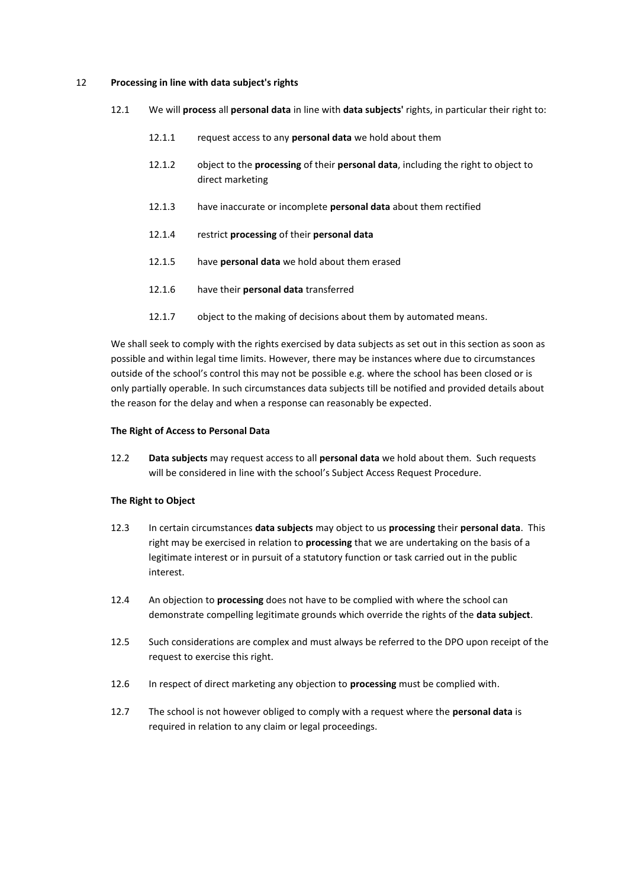## 12 Processing in line with data subject's rights

12.1 We will **process** all **personal data** in line with **data subjects'** rights, in particular their right to:

- 12.1.1 request access to any **personal data** we hold about them
- 12.1.2 object to the **processing** of their **personal data**, including the right to object to direct marketing
- 12.1.3 have inaccurate or incomplete **personal data** about them rectified
- 12.1.4 restrict **processing** of their **personal data**
- 12.1.5 have **personal data** we hold about them erased
- 12.1.6 have their **personal data** transferred
- 12.1.7 object to the making of decisions about them by automated means.

We shall seek to comply with the rights exercised by data subjects as set out in this section as soon as possible and within legal time limits. However, there may be instances where due to circumstances outside of the school's control this may not be possible e.g. where the school has been closed or is only partially operable. In such circumstances data subjects till be notified and provided details about the reason for the delay and when a response can reasonably be expected.

### The Right of Access to Personal Data

12.2 **Data subjects** may request access to all **personal data** we hold about them. Such requests will be considered in line with the school's Subject Access Request Procedure.

### The Right to Object

12.3 In certain circumstances **data subjects** may object to us **processing** their **personal data**. This right may be exercised in relation to **processing** that we are undertaking on the basis of a legitimate interest or in pursuit of a statutory function or task carried out in the public interest.

12.4 An objection to **processing** does not have to be complied with where the school can demonstrate compelling legitimate grounds which override the rights of the **data subject**.

12.5 Such considerations are complex and must always be referred to the DPO upon receipt of the request to exercise this right.

12.6 In respect of direct marketing any objection to **processing** must be complied with.

12.7 The school is not however obliged to comply with a request where the **personal data** is required in relation to any claim or legal proceedings.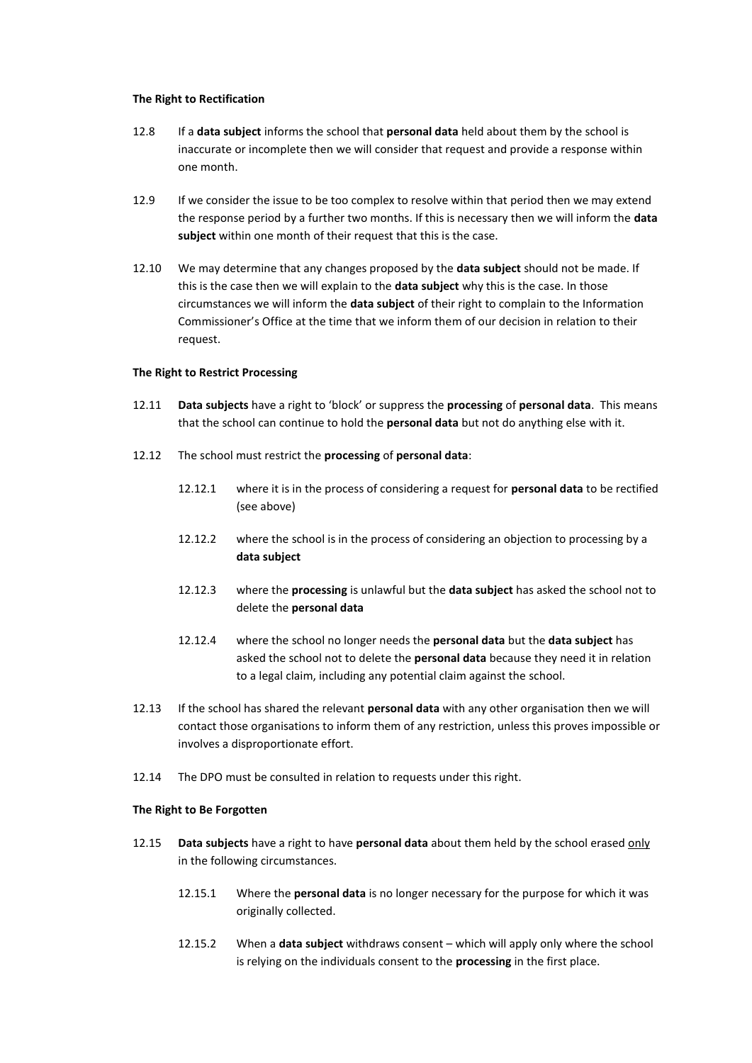**The Right to Rectification**

12.8 If a **data subject** informs the school that **personal data** held about them by the school is inaccurate or incomplete then we will consider that request and provide a response within one month.

12.9 If we consider the issue to be too complex to resolve within that period then we may extend the response period by a further two months. If this is necessary then we will inform the **data subject** within one month of their request that this is the case.

12.10 We may determine that any changes proposed by the **data subject** should not be made. If this is the case then we will explain to the **data subject** why this is the case. In those circumstances we will inform the **data subject** of their right to complain to the Information Commissioner's Office at the time that we inform them of our decision in relation to their request.

**The Right to Restrict Processing**

12.11 **Data subjects** have a right to 'block' or suppress the **processing** of **personal data**. This means that the school can continue to hold the **personal data** but not do anything else with it.

12.12 The school must restrict the **processing** of **personal data**:

12.12.1 where it is in the process of considering a request for **personal data** to be rectified (see above)

12.12.2 where the school is in the process of considering an objection to processing by a **data subject**

12.12.3 where the **processing** is unlawful but the **data subject** has asked the school not to delete the **personal data**

12.12.4 where the school no longer needs the **personal data** but the **data subject** has asked the school not to delete the **personal data** because they need it in relation to a legal claim, including any potential claim against the school.

12.13 If the school has shared the relevant **personal data** with any other organisation then we will contact those organisations to inform them of any restriction, unless this proves impossible or involves a disproportionate effort.

12.14 The DPO must be consulted in relation to requests under this right.

**The Right to Be Forgotten**

12.15 **Data subjects** have a right to have **personal data** about them held by the school erased <u>only</u> in the following circumstances.

12.15.1 Where the **personal data** is no longer necessary for the purpose for which it was originally collected.

12.15.2 When a **data subject** withdraws consent – which will apply only where the school is relying on the individuals consent to the **processing** in the first place.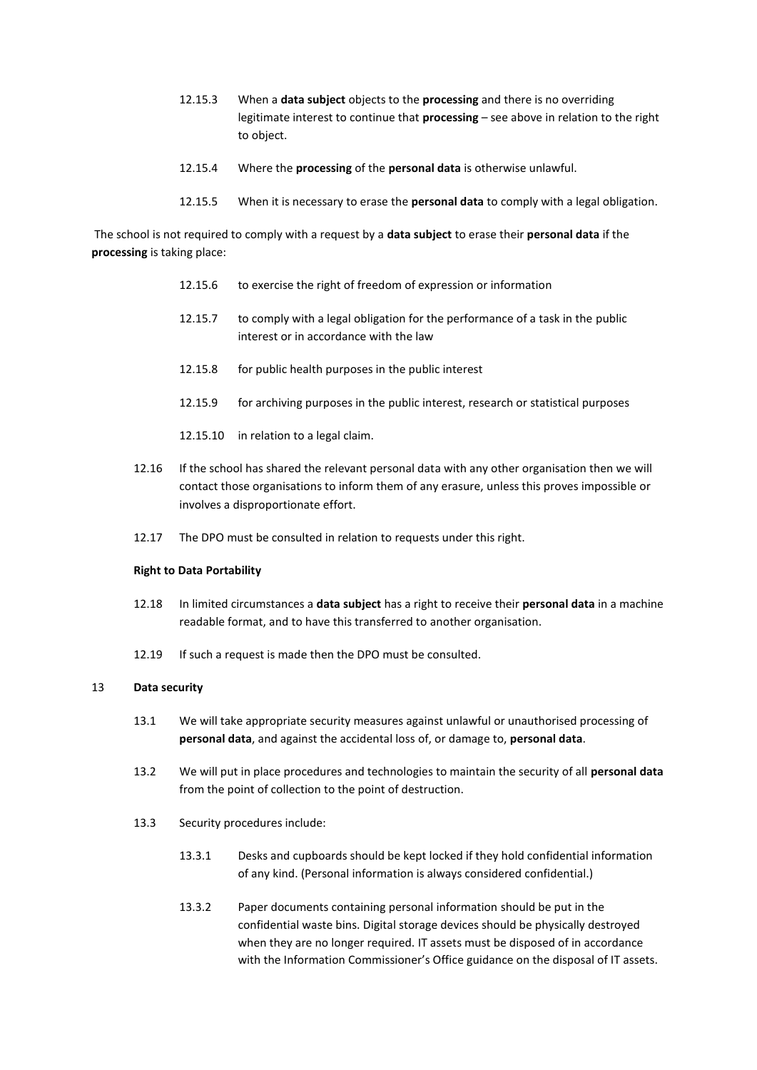12.15.3 When a **data subject** objects to the **processing** and there is no overriding legitimate interest to continue that **processing** – see above in relation to the right to object.

12.15.4 Where the **processing** of the **personal data** is otherwise unlawful.

12.15.5 When it is necessary to erase the **personal data** to comply with a legal obligation.

The school is not required to comply with a request by a **data subject** to erase their **personal data** if the **processing** is taking place:

12.15.6 to exercise the right of freedom of expression or information

12.15.7 to comply with a legal obligation for the performance of a task in the public interest or in accordance with the law

12.15.8 for public health purposes in the public interest

12.15.9 for archiving purposes in the public interest, research or statistical purposes

12.15.10 in relation to a legal claim.

12.16 If the school has shared the relevant personal data with any other organisation then we will contact those organisations to inform them of any erasure, unless this proves impossible or involves a disproportionate effort.

12.17 The DPO must be consulted in relation to requests under this right.

**Right to Data Portability**

12.18 In limited circumstances a **data subject** has a right to receive their **personal data** in a machine readable format, and to have this transferred to another organisation.

12.19 If such a request is made then the DPO must be consulted.

## 13 Data security

13.1 We will take appropriate security measures against unlawful or unauthorised processing of **personal data**, and against the accidental loss of, or damage to, **personal data**.

13.2 We will put in place procedures and technologies to maintain the security of all **personal data** from the point of collection to the point of destruction.

13.3 Security procedures include:

13.3.1 Desks and cupboards should be kept locked if they hold confidential information of any kind. (Personal information is always considered confidential.)

13.3.2 Paper documents containing personal information should be put in the confidential waste bins. Digital storage devices should be physically destroyed when they are no longer required. IT assets must be disposed of in accordance with the Information Commissioner's Office guidance on the disposal of IT assets.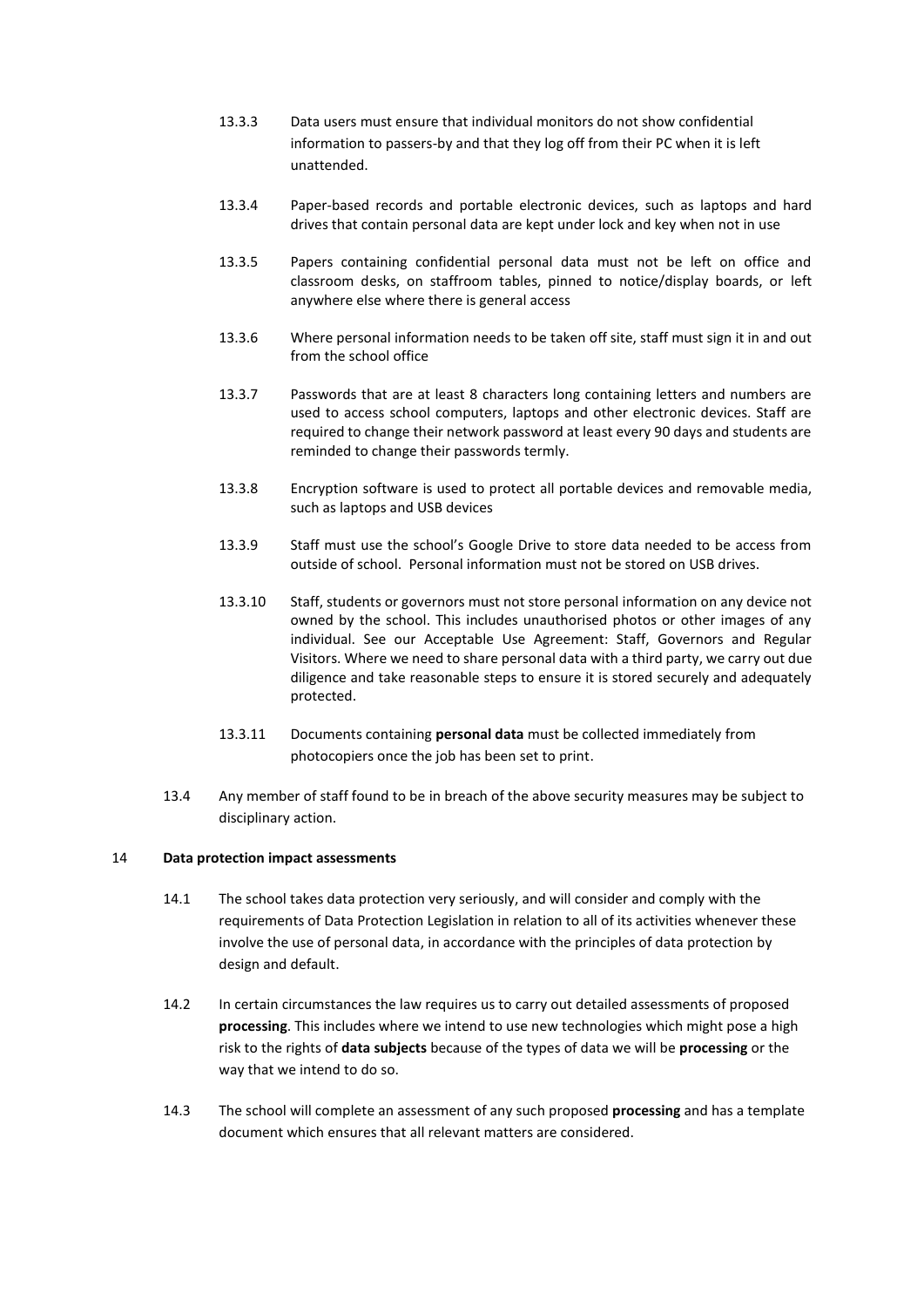13.3.3 Data users must ensure that individual monitors do not show confidential information to passers-by and that they log off from their PC when it is left unattended.

13.3.4 Paper-based records and portable electronic devices, such as laptops and hard drives that contain personal data are kept under lock and key when not in use

13.3.5 Papers containing confidential personal data must not be left on office and classroom desks, on staffroom tables, pinned to notice/display boards, or left anywhere else where there is general access

13.3.6 Where personal information needs to be taken off site, staff must sign it in and out from the school office

13.3.7 Passwords that are at least 8 characters long containing letters and numbers are used to access school computers, laptops and other electronic devices. Staff are required to change their network password at least every 90 days and students are reminded to change their passwords termly.

13.3.8 Encryption software is used to protect all portable devices and removable media, such as laptops and USB devices

13.3.9 Staff must use the school's Google Drive to store data needed to be access from outside of school. Personal information must not be stored on USB drives.

13.3.10 Staff, students or governors must not store personal information on any device not owned by the school. This includes unauthorised photos or other images of any individual. See our Acceptable Use Agreement: Staff, Governors and Regular Visitors. Where we need to share personal data with a third party, we carry out due diligence and take reasonable steps to ensure it is stored securely and adequately protected.

13.3.11 Documents containing **personal data** must be collected immediately from photocopiers once the job has been set to print.

13.4 Any member of staff found to be in breach of the above security measures may be subject to disciplinary action.

## 14 Data protection impact assessments

14.1 The school takes data protection very seriously, and will consider and comply with the requirements of Data Protection Legislation in relation to all of its activities whenever these involve the use of personal data, in accordance with the principles of data protection by design and default.

14.2 In certain circumstances the law requires us to carry out detailed assessments of proposed **processing**. This includes where we intend to use new technologies which might pose a high risk to the rights of **data subjects** because of the types of data we will be **processing** or the way that we intend to do so.

14.3 The school will complete an assessment of any such proposed **processing** and has a template document which ensures that all relevant matters are considered.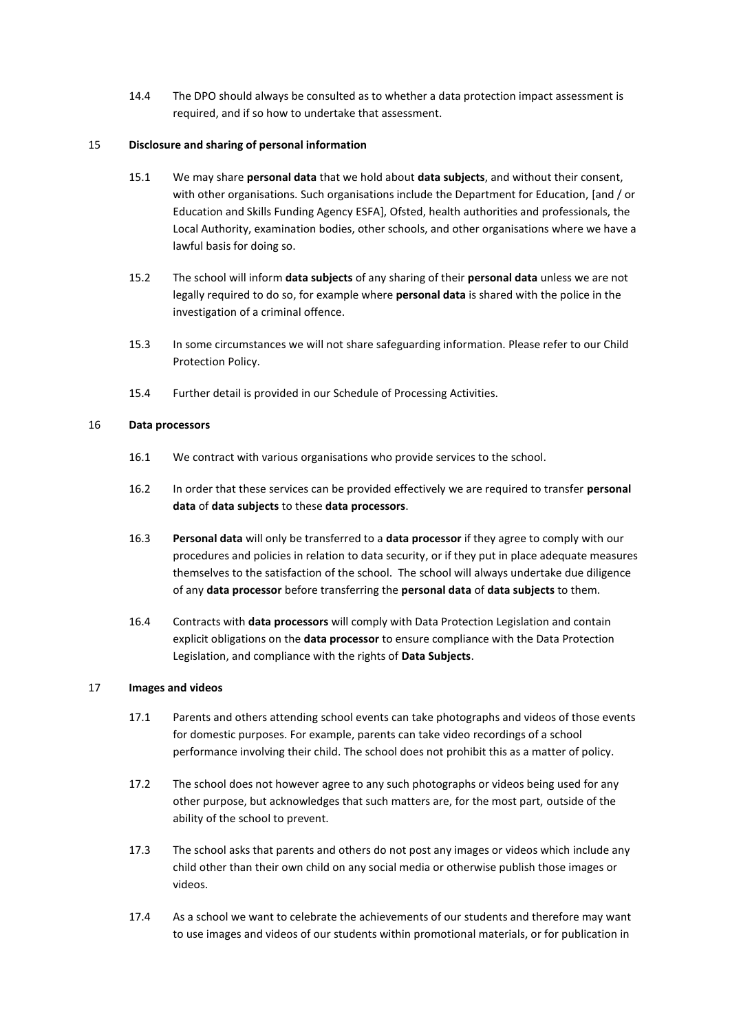14.4 The DPO should always be consulted as to whether a data protection impact assessment is required, and if so how to undertake that assessment.

## 15 Disclosure and sharing of personal information

15.1 We may share **personal data** that we hold about **data subjects**, and without their consent, with other organisations. Such organisations include the Department for Education, [and / or Education and Skills Funding Agency ESFA], Ofsted, health authorities and professionals, the Local Authority, examination bodies, other schools, and other organisations where we have a lawful basis for doing so.

15.2 The school will inform **data subjects** of any sharing of their **personal data** unless we are not legally required to do so, for example where **personal data** is shared with the police in the investigation of a criminal offence.

15.3 In some circumstances we will not share safeguarding information. Please refer to our Child Protection Policy.

15.4 Further detail is provided in our Schedule of Processing Activities.

## 16 Data processors

16.1 We contract with various organisations who provide services to the school.

16.2 In order that these services can be provided effectively we are required to transfer **personal data** of **data subjects** to these **data processors**.

16.3 **Personal data** will only be transferred to a **data processor** if they agree to comply with our procedures and policies in relation to data security, or if they put in place adequate measures themselves to the satisfaction of the school. The school will always undertake due diligence of any **data processor** before transferring the **personal data** of **data subjects** to them.

16.4 Contracts with **data processors** will comply with Data Protection Legislation and contain explicit obligations on the **data processor** to ensure compliance with the Data Protection Legislation, and compliance with the rights of **Data Subjects**.

## 17 Images and videos

17.1 Parents and others attending school events can take photographs and videos of those events for domestic purposes. For example, parents can take video recordings of a school performance involving their child. The school does not prohibit this as a matter of policy.

17.2 The school does not however agree to any such photographs or videos being used for any other purpose, but acknowledges that such matters are, for the most part, outside of the ability of the school to prevent.

17.3 The school asks that parents and others do not post any images or videos which include any child other than their own child on any social media or otherwise publish those images or videos.

17.4 As a school we want to celebrate the achievements of our students and therefore may want to use images and videos of our students within promotional materials, or for publication in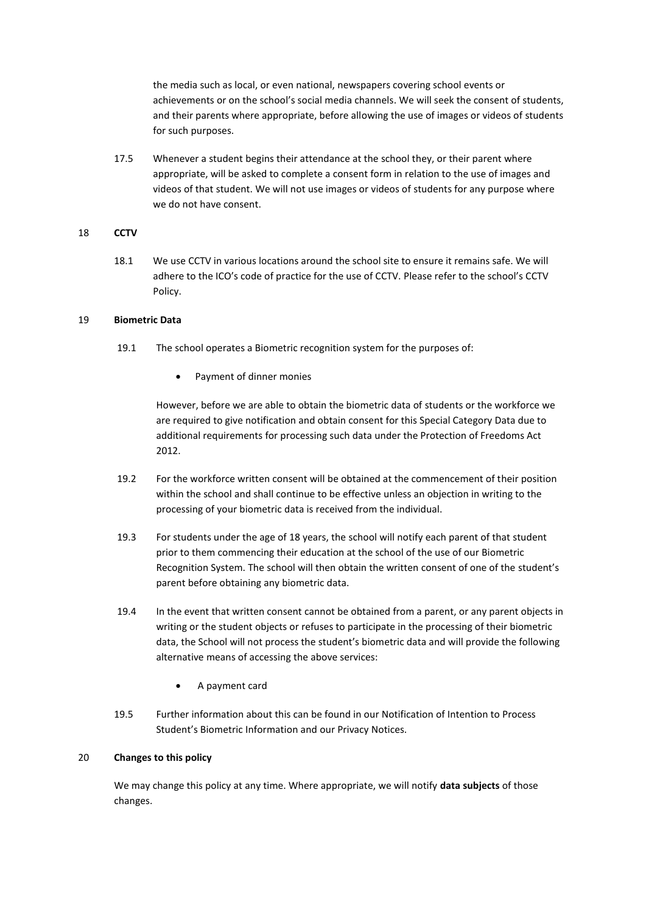the media such as local, or even national, newspapers covering school events or achievements or on the school's social media channels. We will seek the consent of students, and their parents where appropriate, before allowing the use of images or videos of students for such purposes.

17.5 Whenever a student begins their attendance at the school they, or their parent where appropriate, will be asked to complete a consent form in relation to the use of images and videos of that student. We will not use images or videos of students for any purpose where we do not have consent.

## 18 **CCTV**

18.1 We use CCTV in various locations around the school site to ensure it remains safe. We will adhere to the ICO's code of practice for the use of CCTV. Please refer to the school's CCTV Policy.

## 19 **Biometric Data**

19.1 The school operates a Biometric recognition system for the purposes of:

- Payment of dinner monies

However, before we are able to obtain the biometric data of students or the workforce we are required to give notification and obtain consent for this Special Category Data due to additional requirements for processing such data under the Protection of Freedoms Act 2012.

19.2 For the workforce written consent will be obtained at the commencement of their position within the school and shall continue to be effective unless an objection in writing to the processing of your biometric data is received from the individual.

19.3 For students under the age of 18 years, the school will notify each parent of that student prior to them commencing their education at the school of the use of our Biometric Recognition System. The school will then obtain the written consent of one of the student's parent before obtaining any biometric data.

19.4 In the event that written consent cannot be obtained from a parent, or any parent objects in writing or the student objects or refuses to participate in the processing of their biometric data, the School will not process the student's biometric data and will provide the following alternative means of accessing the above services:

- A payment card

19.5 Further information about this can be found in our Notification of Intention to Process Student's Biometric Information and our Privacy Notices.

## 20 **Changes to this policy**

We may change this policy at any time. Where appropriate, we will notify **data subjects** of those changes.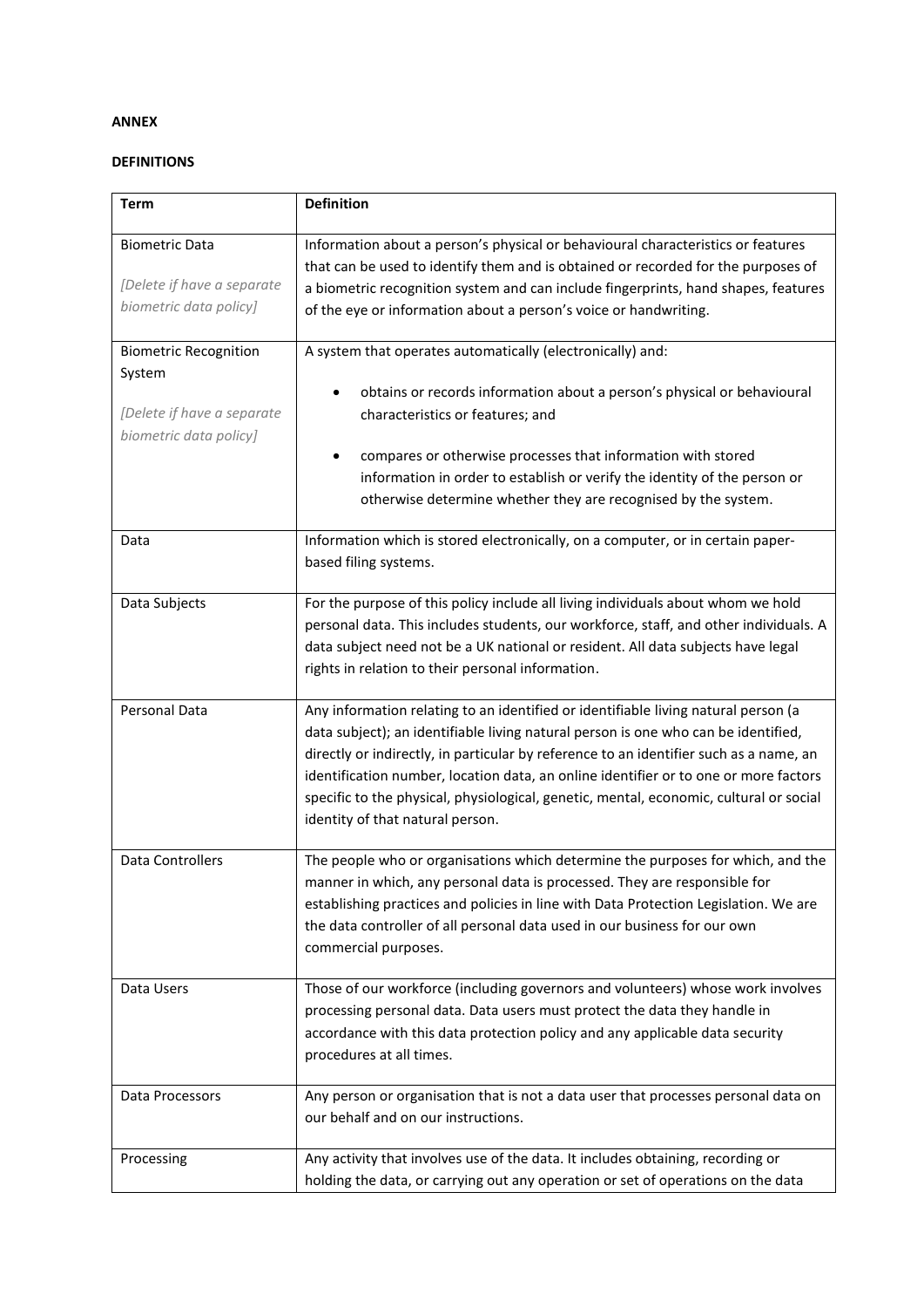**ANNEX**

**DEFINITIONS**

| **Term** | **Definition** |
| --- | --- |
| Biometric Data<br><br>*[Delete if have a separate biometric data policy]* | Information about a person's physical or behavioural characteristics or features that can be used to identify them and is obtained or recorded for the purposes of a biometric recognition system and can include fingerprints, hand shapes, features of the eye or information about a person's voice or handwriting. |
| Biometric Recognition System<br><br>*[Delete if have a separate biometric data policy]* | A system that operates automatically (electronically) and:<br><br>• obtains or records information about a person's physical or behavioural characteristics or features; and<br><br>• compares or otherwise processes that information with stored information in order to establish or verify the identity of the person or otherwise determine whether they are recognised by the system. |
| Data | Information which is stored electronically, on a computer, or in certain paper-based filing systems. |
| Data Subjects | For the purpose of this policy include all living individuals about whom we hold personal data. This includes students, our workforce, staff, and other individuals. A data subject need not be a UK national or resident. All data subjects have legal rights in relation to their personal information. |
| Personal Data | Any information relating to an identified or identifiable living natural person (a data subject); an identifiable living natural person is one who can be identified, directly or indirectly, in particular by reference to an identifier such as a name, an identification number, location data, an online identifier or to one or more factors specific to the physical, physiological, genetic, mental, economic, cultural or social identity of that natural person. |
| Data Controllers | The people who or organisations which determine the purposes for which, and the manner in which, any personal data is processed. They are responsible for establishing practices and policies in line with Data Protection Legislation. We are the data controller of all personal data used in our business for our own commercial purposes. |
| Data Users | Those of our workforce (including governors and volunteers) whose work involves processing personal data. Data users must protect the data they handle in accordance with this data protection policy and any applicable data security procedures at all times. |
| Data Processors | Any person or organisation that is not a data user that processes personal data on our behalf and on our instructions. |
| Processing | Any activity that involves use of the data. It includes obtaining, recording or holding the data, or carrying out any operation or set of operations on the data |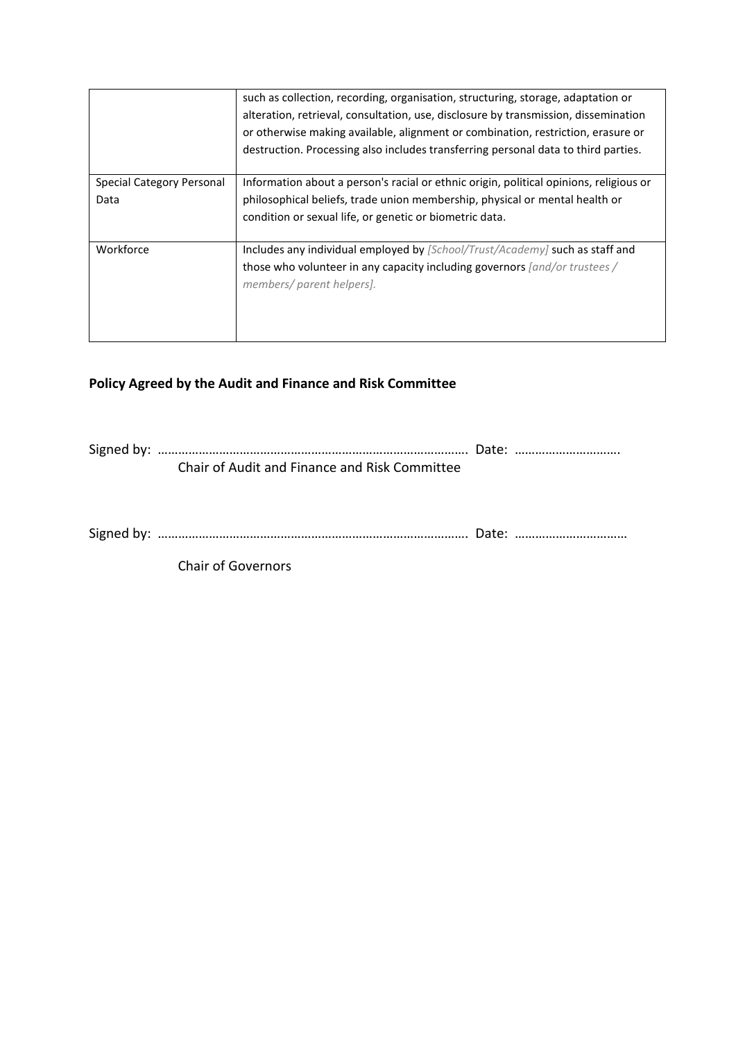| | |
|---|---|
| | such as collection, recording, organisation, structuring, storage, adaptation or alteration, retrieval, consultation, use, disclosure by transmission, dissemination or otherwise making available, alignment or combination, restriction, erasure or destruction. Processing also includes transferring personal data to third parties. |
| Special Category Personal Data | Information about a person's racial or ethnic origin, political opinions, religious or philosophical beliefs, trade union membership, physical or mental health or condition or sexual life, or genetic or biometric data. |
| Workforce | Includes any individual employed by *[School/Trust/Academy]* such as staff and those who volunteer in any capacity including governors *[and/or trustees / members/ parent helpers]*. |

**Policy Agreed by the Audit and Finance and Risk Committee**

Signed by: ………………………………………………………………………………. Date: ………………………….

Chair of Audit and Finance and Risk Committee

Signed by: ………………………………………………………………………………. Date: ……………………………

Chair of Governors